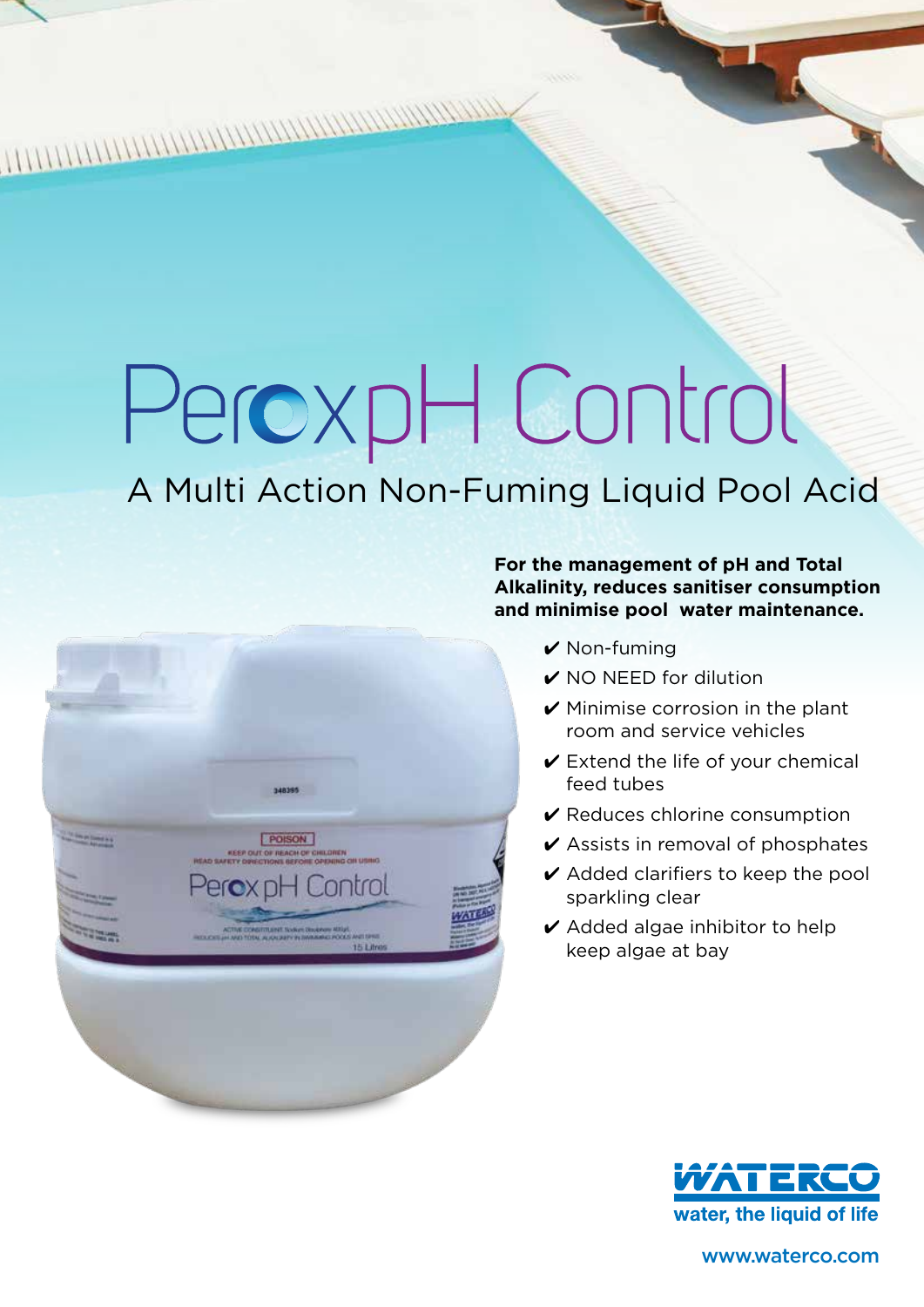# Perox pH Control

## A Multi Action Non-Fuming Liquid Pool Acid

**For the management of pH and Total Alkalinity, reduces sanitiser consumption and minimise pool water maintenance.**

- ✔ Non-fuming
- ✔ NO NEED for dilution
- ✔ Minimise corrosion in the plant room and service vehicles
- ✔ Extend the life of your chemical feed tubes
- ✔ Reduces chlorine consumption
- ✔ Assists in removal of phosphates
- ✔ Added clarifiers to keep the pool sparkling clear
- ✔ Added algae inhibitor to help keep algae at bay

WATERCO

water, the liquid of life

www.waterco.com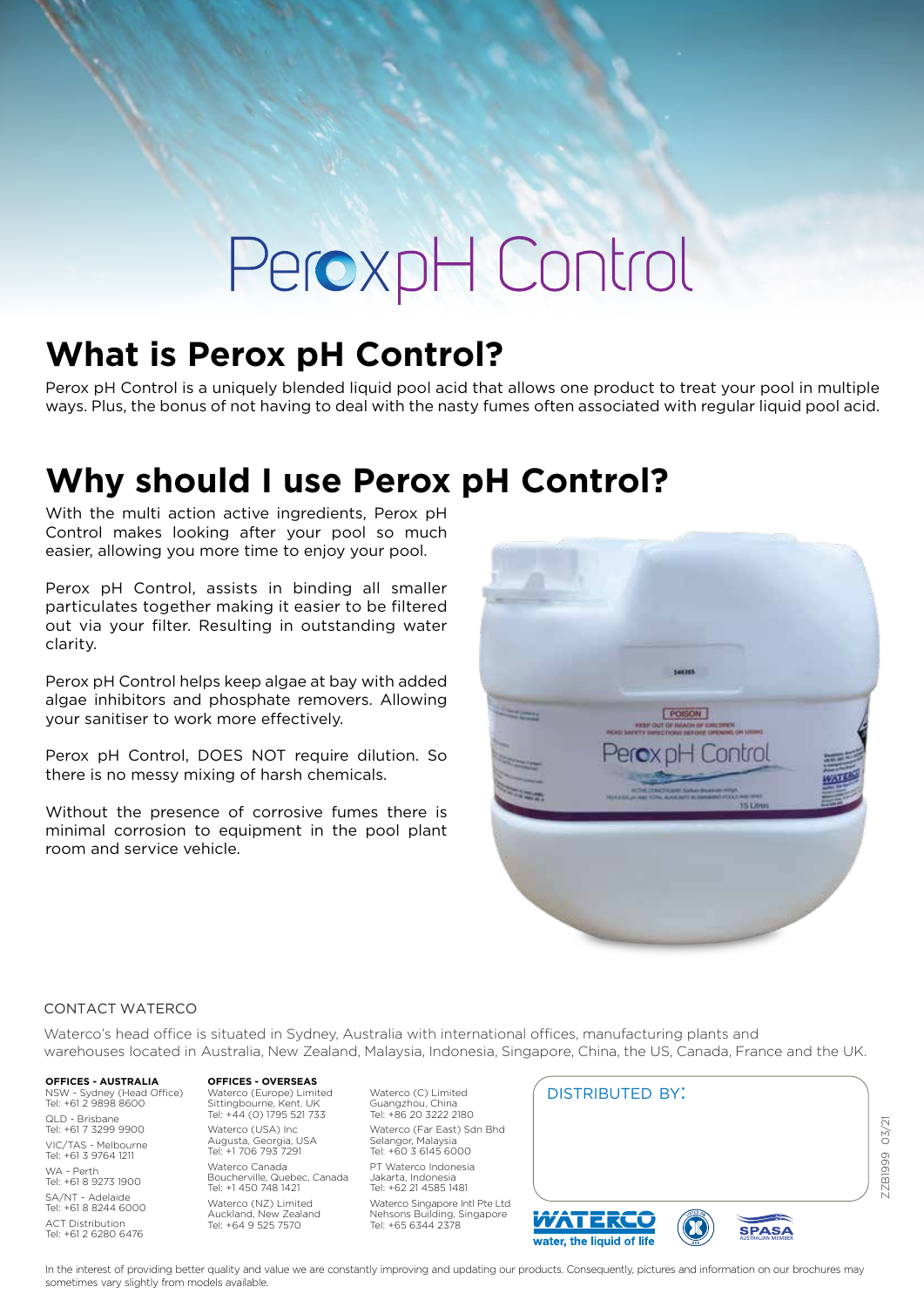# Perox pH Control

## What is Perox pH Control?

Perox pH Control is a uniquely blended liquid pool acid that allows one product to treat your pool in multiple ways. Plus, the bonus of not having to deal with the nasty fumes often associated with regular liquid pool acid.

## Why should I use Perox pH Control?

With the multi action active ingredients, Perox pH Control makes looking after your pool so much easier, allowing you more time to enjoy your pool.

Perox pH Control, assists in binding all smaller particulates together making it easier to be filtered out via your filter. Resulting in outstanding water clarity.

Perox pH Control helps keep algae at bay with added algae inhibitors and phosphate removers. Allowing your sanitiser to work more effectively.

Perox pH Control, DOES NOT require dilution. So there is no messy mixing of harsh chemicals.

Without the presence of corrosive fumes there is minimal corrosion to equipment in the pool plant room and service vehicle.

CONTACT WATERCO

Waterco's head office is situated in Sydney, Australia with international offices, manufacturing plants and warehouses located in Australia, New Zealand, Malaysia, Indonesia, Singapore, China, the US, Canada, France and the UK.

**OFFICES - AUSTRALIA**

NSW - Sydney (Head Office)
Tel: +61 2 9898 8600

QLD - Brisbane
Tel: +61 7 3299 9900

VIC/TAS - Melbourne
Tel: +61 3 9764 1211

WA - Perth
Tel: +61 8 9273 1900

SA/NT - Adelaide
Tel: +61 8 8244 6000

ACT Distribution
Tel: +61 2 6280 6476

**OFFICES - OVERSEAS**

Waterco (Europe) Limited
Sittingbourne, Kent. UK
Tel: +44 (0) 1795 521 733

Waterco (USA) Inc
Augusta, Georgia, USA
Tel: +1 706 793 7291

Waterco Canada
Boucherville, Quebec, Canada
Tel: +1 450 748 1421

Waterco (NZ) Limited
Auckland, New Zealand
Tel: +64 9 525 7570

Waterco (C) Limited
Guangzhou, China
Tel: +86 20 3222 2180

Waterco (Far East) Sdn Bhd
Selangor, Malaysia
Tel: +60 3 6145 6000

PT Waterco Indonesia
Jakarta, Indonesia
Tel: +62 21 4585 1481

Waterco Singapore Intl Pte Ltd
Nehsons Building, Singapore
Tel: +65 6344 2378

DISTRIBUTED BY:

WATERCO
water, the liquid of life

SPASA AUSTRALIAN MEMBER

ZZB1999 03/21

In the interest of providing better quality and value we are constantly improving and updating our products. Consequently, pictures and information on our brochures may sometimes vary slightly from models available.